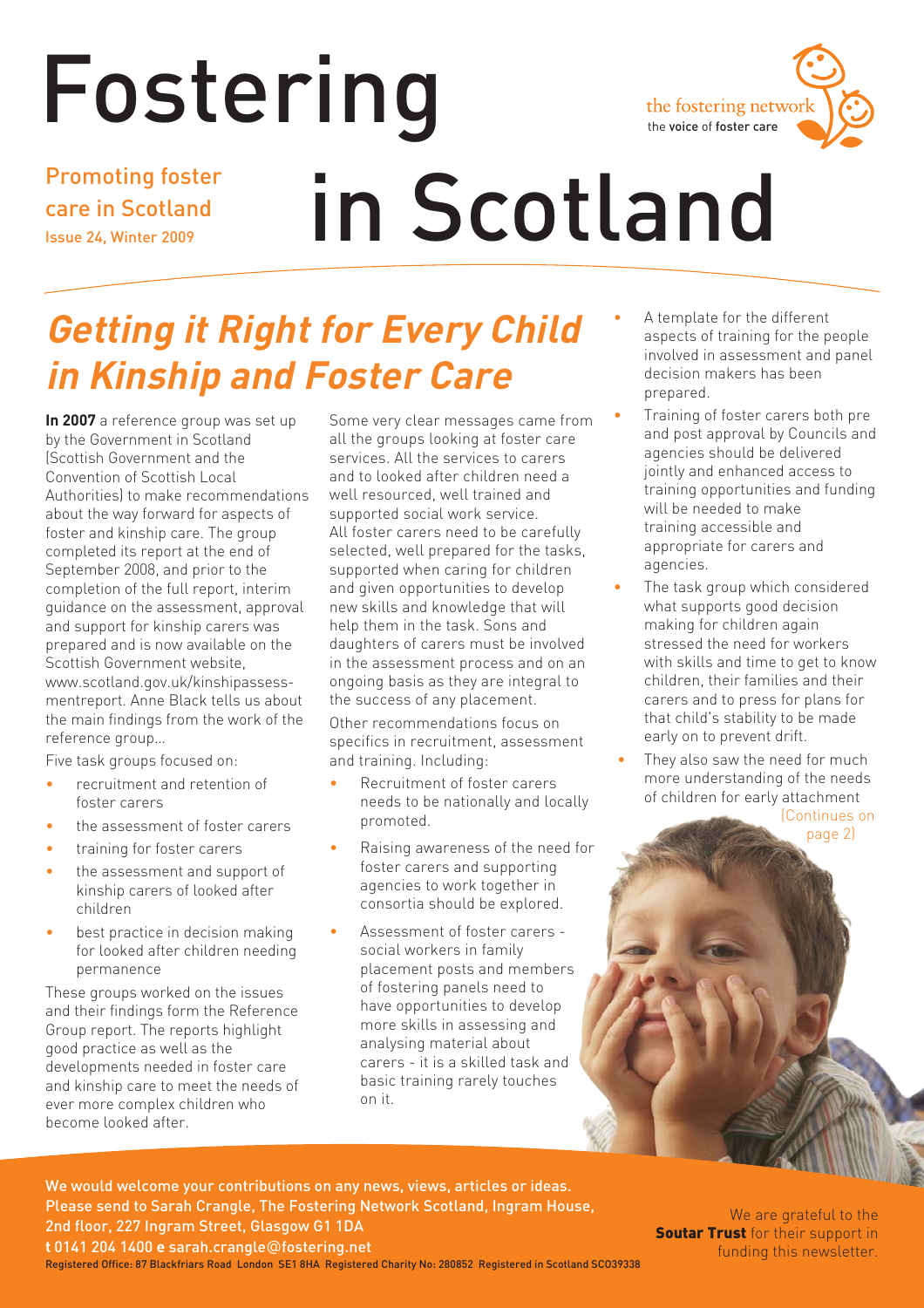# Fostering in Scotland

Promoting foster care in Scotland
Issue 24, Winter 2009

the fostering network
the voice of foster care

## *Getting it Right for Every Child in Kinship and Foster Care*

**In 2007** a reference group was set up by the Government in Scotland (Scottish Government and the Convention of Scottish Local Authorities) to make recommendations about the way forward for aspects of foster and kinship care. The group completed its report at the end of September 2008, and prior to the completion of the full report, interim guidance on the assessment, approval and support for kinship carers was prepared and is now available on the Scottish Government website, www.scotland.gov.uk/kinshipassessmentreport. Anne Black tells us about the main findings from the work of the reference group...

Five task groups focused on:

- recruitment and retention of foster carers
- the assessment of foster carers
- training for foster carers
- the assessment and support of kinship carers of looked after children
- best practice in decision making for looked after children needing permanence

These groups worked on the issues and their findings form the Reference Group report. The reports highlight good practice as well as the developments needed in foster care and kinship care to meet the needs of ever more complex children who become looked after.

Some very clear messages came from all the groups looking at foster care services. All the services to carers and to looked after children need a well resourced, well trained and supported social work service. All foster carers need to be carefully selected, well prepared for the tasks, supported when caring for children and given opportunities to develop new skills and knowledge that will help them in the task. Sons and daughters of carers must be involved in the assessment process and on an ongoing basis as they are integral to the success of any placement.

Other recommendations focus on specifics in recruitment, assessment and training. Including:

- Recruitment of foster carers needs to be nationally and locally promoted.
- Raising awareness of the need for foster carers and supporting agencies to work together in consortia should be explored.
- Assessment of foster carers - social workers in family placement posts and members of fostering panels need to have opportunities to develop more skills in assessing and analysing material about carers - it is a skilled task and basic training rarely touches on it.
- A template for the different aspects of training for the people involved in assessment and panel decision makers has been prepared.
- Training of foster carers both pre and post approval by Councils and agencies should be delivered jointly and enhanced access to training opportunities and funding will be needed to make training accessible and appropriate for carers and agencies.
- The task group which considered what supports good decision making for children again stressed the need for workers with skills and time to get to know children, their families and their carers and to press for plans for that child's stability to be made early on to prevent drift.
- They also saw the need for much more understanding of the needs of children for early attachment

(Continues on page 2)

We would welcome your contributions on any news, views, articles or ideas. Please send to Sarah Crangle, The Fostering Network Scotland, Ingram House, 2nd floor, 227 Ingram Street, Glasgow G1 1DA
t 0141 204 1400 e sarah.crangle@fostering.net

Registered Office: 87 Blackfriars Road London SE1 8HA Registered Charity No: 280852 Registered in Scotland SCO39338

We are grateful to the **Soutar Trust** for their support in funding this newsletter.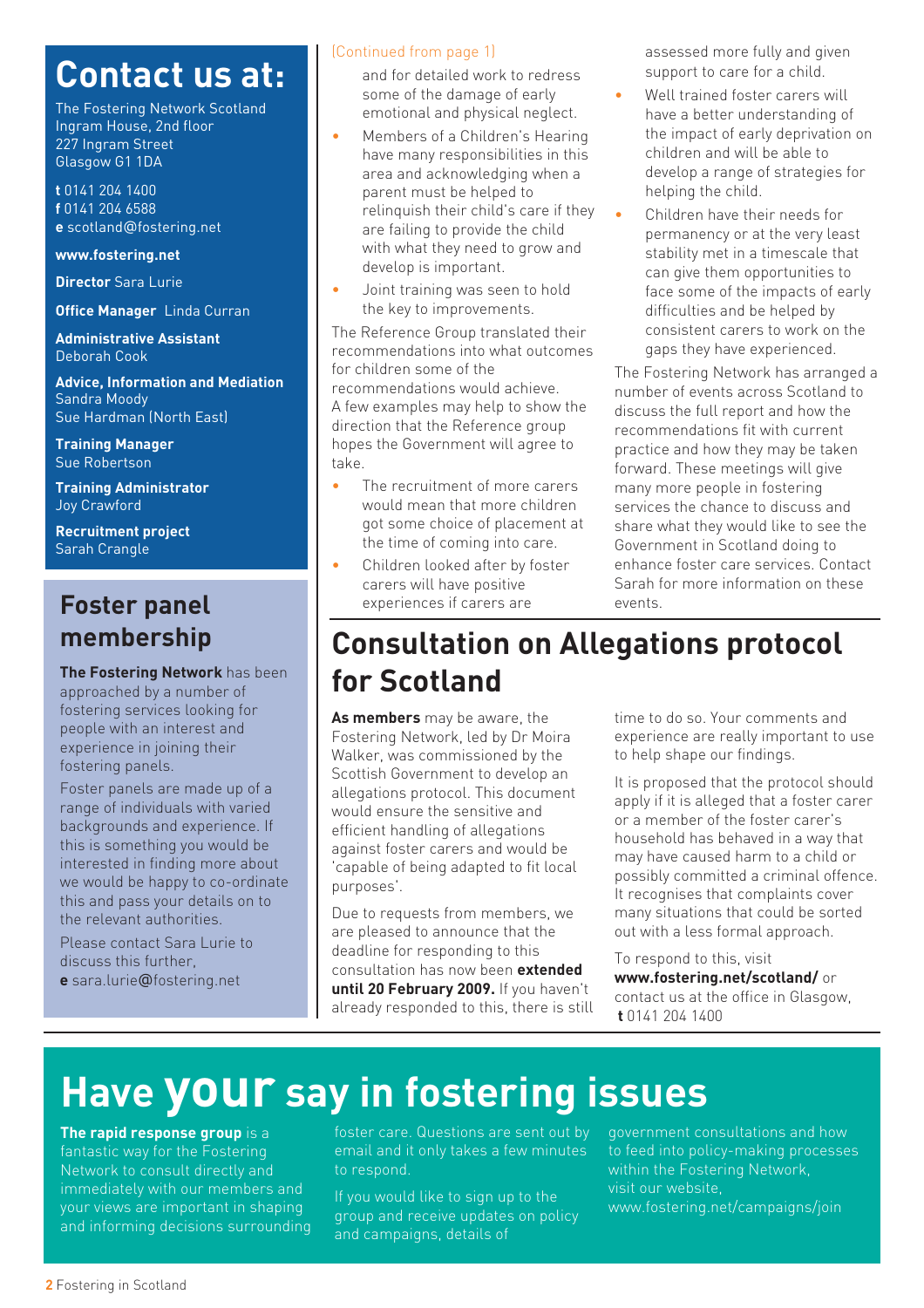# Contact us at:

The Fostering Network Scotland
Ingram House, 2nd floor
227 Ingram Street
Glasgow G1 1DA

**t** 0141 204 1400
**f** 0141 204 6588
**e** scotland@fostering.net

**www.fostering.net**

**Director** Sara Lurie

**Office Manager** Linda Curran

**Administrative Assistant**
Deborah Cook

**Advice, Information and Mediation**
Sandra Moody
Sue Hardman (North East)

**Training Manager**
Sue Robertson

**Training Administrator**
Joy Crawford

**Recruitment project**
Sarah Crangle

## Foster panel membership

**The Fostering Network** has been approached by a number of fostering services looking for people with an interest and experience in joining their fostering panels.

Foster panels are made up of a range of individuals with varied backgrounds and experience. If this is something you would be interested in finding more about we would be happy to co-ordinate this and pass your details on to the relevant authorities.

Please contact Sara Lurie to discuss this further,
**e** sara.lurie@fostering.net

(Continued from page 1)

and for detailed work to redress some of the damage of early emotional and physical neglect.

- Members of a Children's Hearing have many responsibilities in this area and acknowledging when a parent must be helped to relinquish their child's care if they are failing to provide the child with what they need to grow and develop is important.
- Joint training was seen to hold the key to improvements.

The Reference Group translated their recommendations into what outcomes for children some of the recommendations would achieve. A few examples may help to show the direction that the Reference group hopes the Government will agree to take.

- The recruitment of more carers would mean that more children got some choice of placement at the time of coming into care.
- Children looked after by foster carers will have positive experiences if carers are assessed more fully and given support to care for a child.
- Well trained foster carers will have a better understanding of the impact of early deprivation on children and will be able to develop a range of strategies for helping the child.
- Children have their needs for permanency or at the very least stability met in a timescale that can give them opportunities to face some of the impacts of early difficulties and be helped by consistent carers to work on the gaps they have experienced.

The Fostering Network has arranged a number of events across Scotland to discuss the full report and how the recommendations fit with current practice and how they may be taken forward. These meetings will give many more people in fostering services the chance to discuss and share what they would like to see the Government in Scotland doing to enhance foster care services. Contact Sarah for more information on these events.

## Consultation on Allegations protocol for Scotland

**As members** may be aware, the Fostering Network, led by Dr Moira Walker, was commissioned by the Scottish Government to develop an allegations protocol. This document would ensure the sensitive and efficient handling of allegations against foster carers and would be 'capable of being adapted to fit local purposes'.

Due to requests from members, we are pleased to announce that the deadline for responding to this consultation has now been **extended until 20 February 2009.** If you haven't already responded to this, there is still time to do so. Your comments and experience are really important to use to help shape our findings.

It is proposed that the protocol should apply if it is alleged that a foster carer or a member of the foster carer's household has behaved in a way that may have caused harm to a child or possibly committed a criminal offence. It recognises that complaints cover many situations that could be sorted out with a less formal approach.

To respond to this, visit **www.fostering.net/scotland/** or contact us at the office in Glasgow, **t** 0141 204 1400

# Have your say in fostering issues

**The rapid response group** is a fantastic way for the Fostering Network to consult directly and immediately with our members and your views are important in shaping and informing decisions surrounding foster care. Questions are sent out by email and it only takes a few minutes to respond.

If you would like to sign up to the group and receive updates on policy and campaigns, details of government consultations and how to feed into policy-making processes within the Fostering Network, visit our website, www.fostering.net/campaigns/join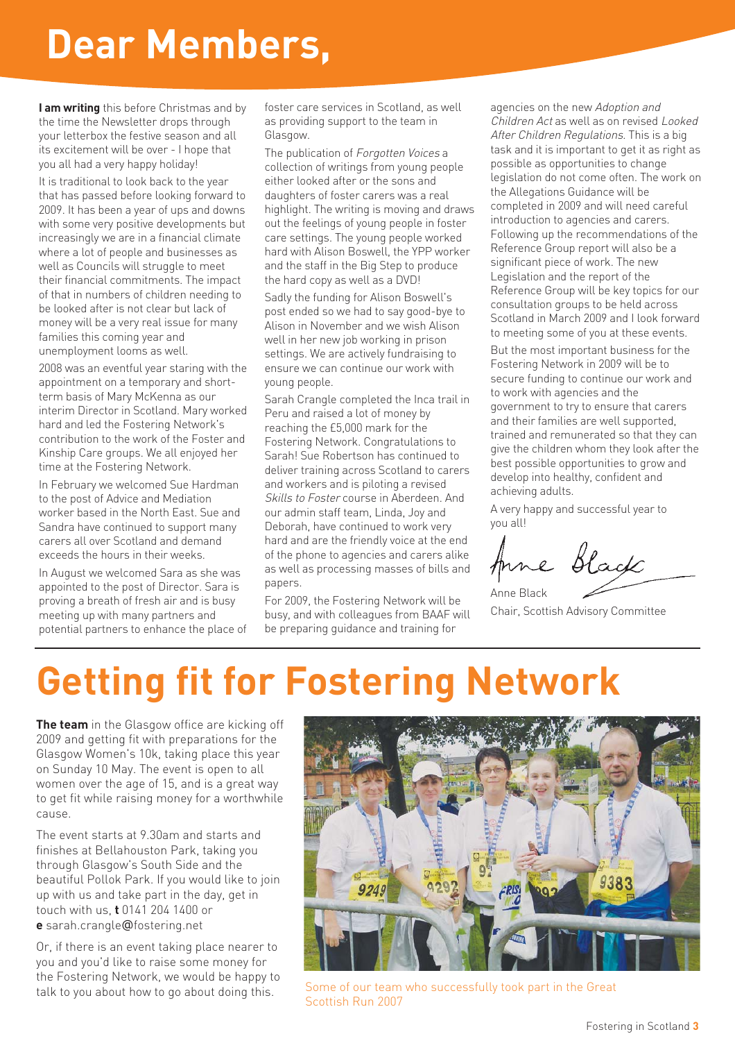# Dear Members,

**I am writing** this before Christmas and by the time the Newsletter drops through your letterbox the festive season and all its excitement will be over - I hope that you all had a very happy holiday!

It is traditional to look back to the year that has passed before looking forward to 2009. It has been a year of ups and downs with some very positive developments but increasingly we are in a financial climate where a lot of people and businesses as well as Councils will struggle to meet their financial commitments. The impact of that in numbers of children needing to be looked after is not clear but lack of money will be a very real issue for many families this coming year and unemployment looms as well.

2008 was an eventful year staring with the appointment on a temporary and short-term basis of Mary McKenna as our interim Director in Scotland. Mary worked hard and led the Fostering Network's contribution to the work of the Foster and Kinship Care groups. We all enjoyed her time at the Fostering Network.

In February we welcomed Sue Hardman to the post of Advice and Mediation worker based in the North East. Sue and Sandra have continued to support many carers all over Scotland and demand exceeds the hours in their weeks.

In August we welcomed Sara as she was appointed to the post of Director. Sara is proving a breath of fresh air and is busy meeting up with many partners and potential partners to enhance the place of foster care services in Scotland, as well as providing support to the team in Glasgow.

The publication of *Forgotten Voices* a collection of writings from young people either looked after or the sons and daughters of foster carers was a real highlight. The writing is moving and draws out the feelings of young people in foster care settings. The young people worked hard with Alison Boswell, the YPP worker and the staff in the Big Step to produce the hard copy as well as a DVD!

Sadly the funding for Alison Boswell's post ended so we had to say good-bye to Alison in November and we wish Alison well in her new job working in prison settings. We are actively fundraising to ensure we can continue our work with young people.

Sarah Crangle completed the Inca trail in Peru and raised a lot of money by reaching the £5,000 mark for the Fostering Network. Congratulations to Sarah! Sue Robertson has continued to deliver training across Scotland to carers and workers and is piloting a revised *Skills to Foster* course in Aberdeen. And our admin staff team, Linda, Joy and Deborah, have continued to work very hard and are the friendly voice at the end of the phone to agencies and carers alike as well as processing masses of bills and papers.

For 2009, the Fostering Network will be busy, and with colleagues from BAAF will be preparing guidance and training for agencies on the new *Adoption and Children Act* as well as on revised *Looked After Children Regulations*. This is a big task and it is important to get it as right as possible as opportunities to change legislation do not come often. The work on the Allegations Guidance will be completed in 2009 and will need careful introduction to agencies and carers. Following up the recommendations of the Reference Group report will also be a significant piece of work. The new Legislation and the report of the Reference Group will be key topics for our consultation groups to be held across Scotland in March 2009 and I look forward to meeting some of you at these events.

But the most important business for the Fostering Network in 2009 will be to secure funding to continue our work and to work with agencies and the government to try to ensure that carers and their families are well supported, trained and remunerated so that they can give the children whom they look after the best possible opportunities to grow and develop into healthy, confident and achieving adults.

A very happy and successful year to you all!

Anne Black

Anne Black
Chair, Scottish Advisory Committee

# Getting fit for Fostering Network

**The team** in the Glasgow office are kicking off 2009 and getting fit with preparations for the Glasgow Women's 10k, taking place this year on Sunday 10 May. The event is open to all women over the age of 15, and is a great way to get fit while raising money for a worthwhile cause.

The event starts at 9.30am and starts and finishes at Bellahouston Park, taking you through Glasgow's South Side and the beautiful Pollok Park. If you would like to join up with us and take part in the day, get in touch with us, **t** 0141 204 1400 or **e** sarah.crangle@fostering.net

Or, if there is an event taking place nearer to you and you'd like to raise some money for the Fostering Network, we would be happy to talk to you about how to go about doing this.

Some of our team who successfully took part in the Great Scottish Run 2007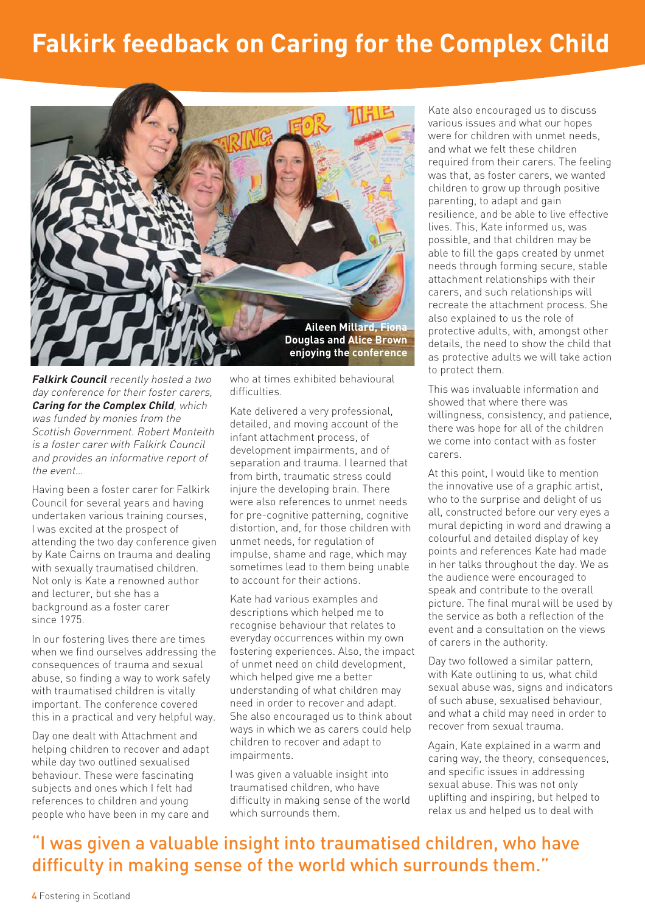# Falkirk feedback on Caring for the Complex Child

Aileen Millard, Fiona Douglas and Alice Brown enjoying the conference

***Falkirk Council*** *recently hosted a two day conference for their foster carers,* ***Caring for the Complex Child****, which was funded by monies from the Scottish Government. Robert Monteith is a foster carer with Falkirk Council and provides an informative report of the event…*

Having been a foster carer for Falkirk Council for several years and having undertaken various training courses, I was excited at the prospect of attending the two day conference given by Kate Cairns on trauma and dealing with sexually traumatised children. Not only is Kate a renowned author and lecturer, but she has a background as a foster carer since 1975.

In our fostering lives there are times when we find ourselves addressing the consequences of trauma and sexual abuse, so finding a way to work safely with traumatised children is vitally important. The conference covered this in a practical and very helpful way.

Day one dealt with Attachment and helping children to recover and adapt while day two outlined sexualised behaviour. These were fascinating subjects and ones which I felt had references to children and young people who have been in my care and who at times exhibited behavioural difficulties.

Kate delivered a very professional, detailed, and moving account of the infant attachment process, of development impairments, and of separation and trauma. I learned that from birth, traumatic stress could injure the developing brain. There were also references to unmet needs for pre-cognitive patterning, cognitive distortion, and, for those children with unmet needs, for regulation of impulse, shame and rage, which may sometimes lead to them being unable to account for their actions.

Kate had various examples and descriptions which helped me to recognise behaviour that relates to everyday occurrences within my own fostering experiences. Also, the impact of unmet need on child development, which helped give me a better understanding of what children may need in order to recover and adapt. She also encouraged us to think about ways in which we as carers could help children to recover and adapt to impairments.

I was given a valuable insight into traumatised children, who have difficulty in making sense of the world which surrounds them.

Kate also encouraged us to discuss various issues and what our hopes were for children with unmet needs, and what we felt these children required from their carers. The feeling was that, as foster carers, we wanted children to grow up through positive parenting, to adapt and gain resilience, and be able to live effective lives. This, Kate informed us, was possible, and that children may be able to fill the gaps created by unmet needs through forming secure, stable attachment relationships with their carers, and such relationships will recreate the attachment process. She also explained to us the role of protective adults, with, amongst other details, the need to show the child that as protective adults we will take action to protect them.

This was invaluable information and showed that where there was willingness, consistency, and patience, there was hope for all of the children we come into contact with as foster carers.

At this point, I would like to mention the innovative use of a graphic artist, who to the surprise and delight of us all, constructed before our very eyes a mural depicting in word and drawing a colourful and detailed display of key points and references Kate had made in her talks throughout the day. We as the audience were encouraged to speak and contribute to the overall picture. The final mural will be used by the service as both a reflection of the event and a consultation on the views of carers in the authority.

Day two followed a similar pattern, with Kate outlining to us, what child sexual abuse was, signs and indicators of such abuse, sexualised behaviour, and what a child may need in order to recover from sexual trauma.

Again, Kate explained in a warm and caring way, the theory, consequences, and specific issues in addressing sexual abuse. This was not only uplifting and inspiring, but helped to relax us and helped us to deal with

"I was given a valuable insight into traumatised children, who have difficulty in making sense of the world which surrounds them."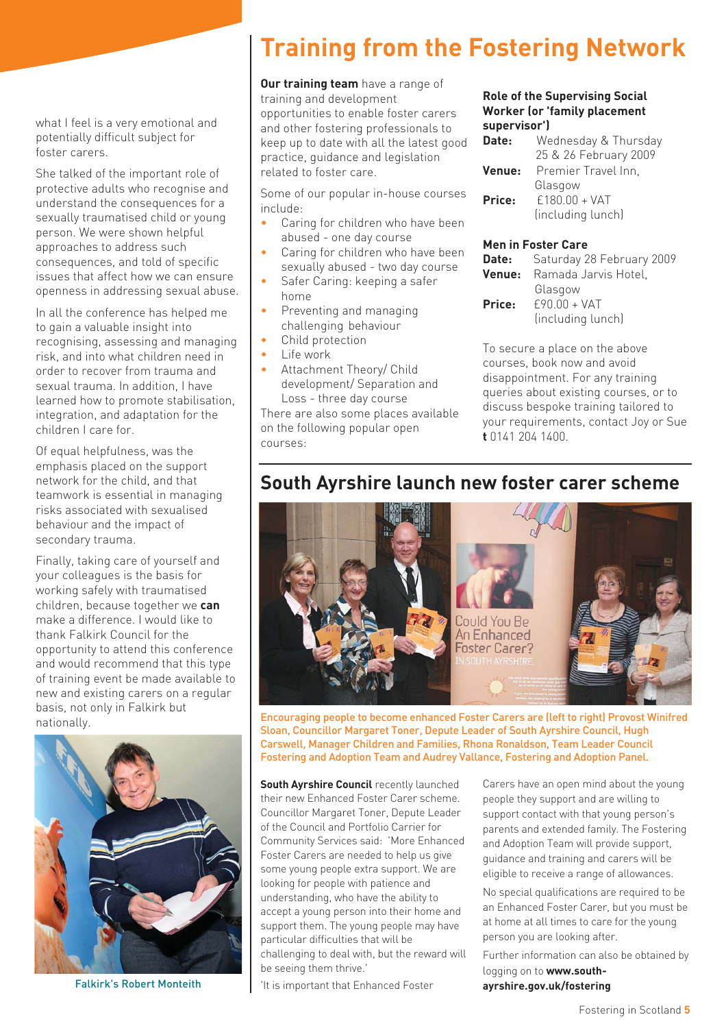what I feel is a very emotional and potentially difficult subject for foster carers.

She talked of the important role of protective adults who recognise and understand the consequences for a sexually traumatised child or young person. We were shown helpful approaches to address such consequences, and told of specific issues that affect how we can ensure openness in addressing sexual abuse.

In all the conference has helped me to gain a valuable insight into recognising, assessing and managing risk, and into what children need in order to recover from trauma and sexual trauma. In addition, I have learned how to promote stabilisation, integration, and adaptation for the children I care for.

Of equal helpfulness, was the emphasis placed on the support network for the child, and that teamwork is essential in managing risks associated with sexualised behaviour and the impact of secondary trauma.

Finally, taking care of yourself and your colleagues is the basis for working safely with traumatised children, because together we **can** make a difference. I would like to thank Falkirk Council for the opportunity to attend this conference and would recommend that this type of training event be made available to new and existing carers on a regular basis, not only in Falkirk but nationally.

Falkirk's Robert Monteith

# Training from the Fostering Network

**Our training team** have a range of training and development opportunities to enable foster carers and other fostering professionals to keep up to date with all the latest good practice, guidance and legislation related to foster care.

Some of our popular in-house courses include:

- Caring for children who have been abused - one day course
- Caring for children who have been sexually abused - two day course
- Safer Caring: keeping a safer home
- Preventing and managing challenging behaviour
- Child protection
- Life work
- Attachment Theory/ Child development/ Separation and Loss - three day course

There are also some places available on the following popular open courses:

**Role of the Supervising Social Worker (or 'family placement supervisor')**

**Date:** Wednesday & Thursday 25 & 26 February 2009
**Venue:** Premier Travel Inn, Glasgow
**Price:** £180.00 + VAT (including lunch)

**Men in Foster Care**

**Date:** Saturday 28 February 2009
**Venue:** Ramada Jarvis Hotel, Glasgow
**Price:** £90.00 + VAT (including lunch)

To secure a place on the above courses, book now and avoid disappointment. For any training queries about existing courses, or to discuss bespoke training tailored to your requirements, contact Joy or Sue **t** 0141 204 1400.

## South Ayrshire launch new foster carer scheme

Encouraging people to become enhanced Foster Carers are (left to right) Provost Winifred Sloan, Councillor Margaret Toner, Depute Leader of South Ayrshire Council, Hugh Carswell, Manager Children and Families, Rhona Ronaldson, Team Leader Council Fostering and Adoption Team and Audrey Vallance, Fostering and Adoption Panel.

**South Ayrshire Council** recently launched their new Enhanced Foster Carer scheme. Councillor Margaret Toner, Depute Leader of the Council and Portfolio Carrier for Community Services said: 'More Enhanced Foster Carers are needed to help us give some young people extra support. We are looking for people with patience and understanding, who have the ability to accept a young person into their home and support them. The young people may have particular difficulties that will be challenging to deal with, but the reward will be seeing them thrive.'

'It is important that Enhanced Foster Carers have an open mind about the young people they support and are willing to support contact with that young person's parents and extended family. The Fostering and Adoption Team will provide support, guidance and training and carers will be eligible to receive a range of allowances.

No special qualifications are required to be an Enhanced Foster Carer, but you must be at home at all times to care for the young person you are looking after.

Further information can also be obtained by logging on to **www.south-ayrshire.gov.uk/fostering**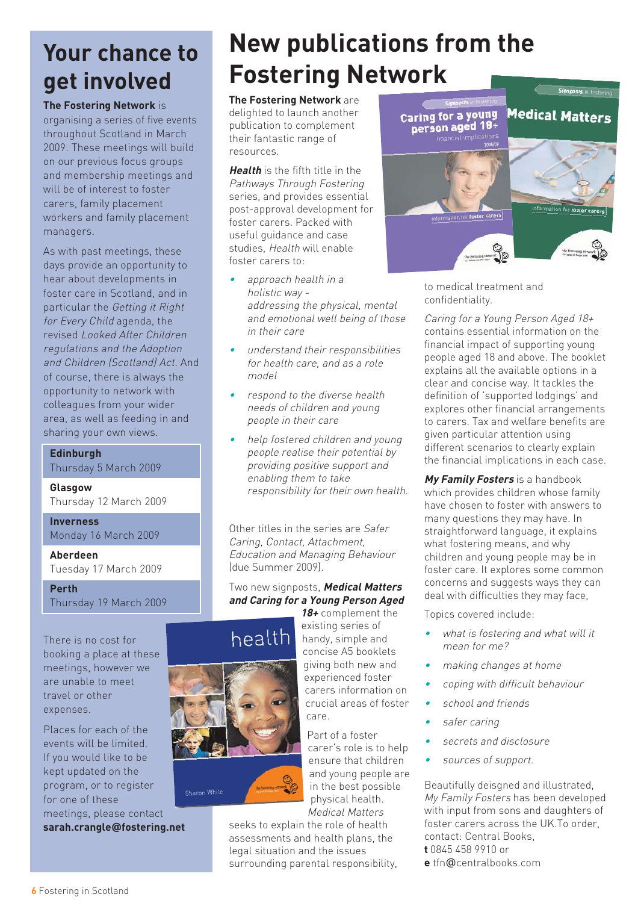# Your chance to get involved

**The Fostering Network** is organising a series of five events throughout Scotland in March 2009. These meetings will build on our previous focus groups and membership meetings and will be of interest to foster carers, family placement workers and family placement managers.

As with past meetings, these days provide an opportunity to hear about developments in foster care in Scotland, and in particular the *Getting it Right for Every Child* agenda, the revised *Looked After Children regulations and the Adoption and Children (Scotland) Act.* And of course, there is always the opportunity to network with colleagues from your wider area, as well as feeding in and sharing your own views.

**Edinburgh**
Thursday 5 March 2009

**Glasgow**
Thursday 12 March 2009

**Inverness**
Monday 16 March 2009

**Aberdeen**
Tuesday 17 March 2009

**Perth**
Thursday 19 March 2009

There is no cost for booking a place at these meetings, however we are unable to meet travel or other expenses.

Places for each of the events will be limited. If you would like to be kept updated on the program, or to register for one of these meetings, please contact **sarah.crangle@fostering.net**

# New publications from the Fostering Network

**The Fostering Network** are delighted to launch another publication to complement their fantastic range of resources.

***Health*** is the fifth title in the *Pathways Through Fostering* series, and provides essential post-approval development for foster carers. Packed with useful guidance and case studies, *Health* will enable foster carers to:

- *approach health in a holistic way - addressing the physical, mental and emotional well being of those in their care*
- *understand their responsibilities for health care, and as a role model*
- *respond to the diverse health needs of children and young people in their care*
- *help fostered children and young people realise their potential by providing positive support and enabling them to take responsibility for their own health.*

Other titles in the series are *Safer Caring, Contact, Attachment, Education and Managing Behaviour* (due Summer 2009).

Two new signposts, ***Medical Matters and Caring for a Young Person Aged 18+*** complement the existing series of handy, simple and concise A5 booklets giving both new and experienced foster carers information on crucial areas of foster care.

Part of a foster carer's role is to help ensure that children and young people are in the best possible physical health. *Medical Matters* seeks to explain the role of health assessments and health plans, the legal situation and the issues surrounding parental responsibility, to medical treatment and confidentiality.

*Caring for a Young Person Aged 18+* contains essential information on the financial impact of supporting young people aged 18 and above. The booklet explains all the available options in a clear and concise way. It tackles the definition of 'supported lodgings' and explores other financial arrangements to carers. Tax and welfare benefits are given particular attention using different scenarios to clearly explain the financial implications in each case.

***My Family Fosters*** is a handbook which provides children whose family have chosen to foster with answers to many questions they may have. In straightforward language, it explains what fostering means, and why children and young people may be in foster care. It explores some common concerns and suggests ways they can deal with difficulties they may face,

Topics covered include:

- *what is fostering and what will it mean for me?*
- *making changes at home*
- *coping with difficult behaviour*
- *school and friends*
- *safer caring*
- *secrets and disclosure*
- *sources of support.*

Beautifully deisgned and illustrated, *My Family Fosters* has been developed with input from sons and daughters of foster carers across the UK.To order, contact: Central Books,
**t** 0845 458 9910 or
**e** tfn@centralbooks.com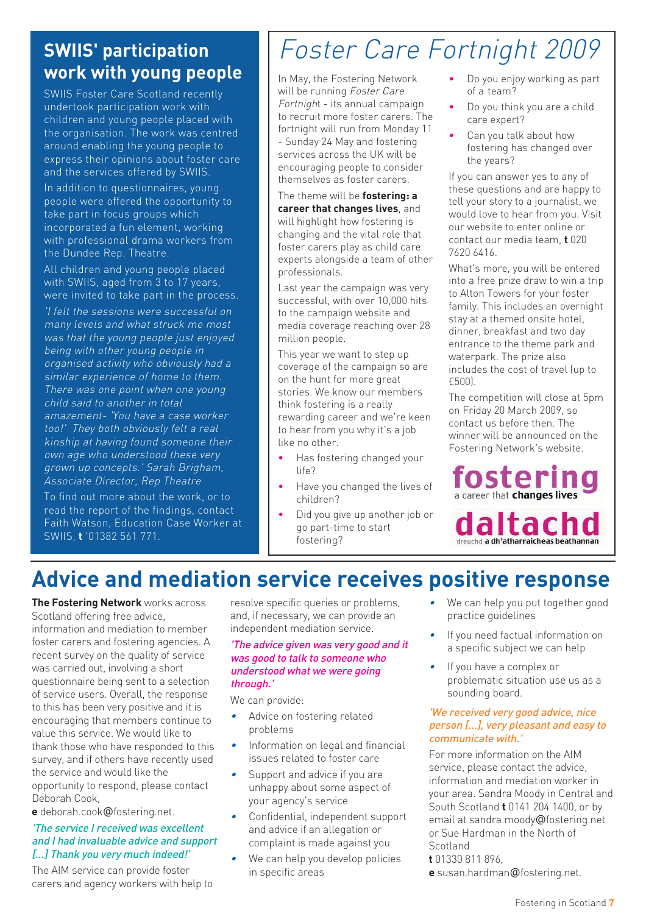## SWIIS' participation work with young people

SWIIS Foster Care Scotland recently undertook participation work with children and young people placed with the organisation. The work was centred around enabling the young people to express their opinions about foster care and the services offered by SWIIS.

In addition to questionnaires, young people were offered the opportunity to take part in focus groups which incorporated a fun element, working with professional drama workers from the Dundee Rep. Theatre.

All children and young people placed with SWIIS, aged from 3 to 17 years, were invited to take part in the process.

*'I felt the sessions were successful on many levels and what struck me most was that the young people just enjoyed being with other young people in organised activity who obviously had a similar experience of home to them. There was one point when one young child said to another in total amazement- 'You have a case worker too!' They both obviously felt a real kinship at having found someone their own age who understood these very grown up concepts.' Sarah Brigham, Associate Director, Rep Theatre*

To find out more about the work, or to read the report of the findings, contact Faith Watson, Education Case Worker at SWIIS, **t** '01382 561 771.

# Foster Care Fortnight 2009

In May, the Fostering Network will be running *Foster Care Fortnight* - its annual campaign to recruit more foster carers. The fortnight will run from Monday 11 - Sunday 24 May and fostering services across the UK will be encouraging people to consider themselves as foster carers.

The theme will be **fostering: a career that changes lives**, and will highlight how fostering is changing and the vital role that foster carers play as child care experts alongside a team of other professionals.

Last year the campaign was very successful, with over 10,000 hits to the campaign website and media coverage reaching over 28 million people.

This year we want to step up coverage of the campaign so are on the hunt for more great stories. We know our members think fostering is a really rewarding career and we're keen to hear from you why it's a job like no other.

- Has fostering changed your life?
- Have you changed the lives of children?
- Did you give up another job or go part-time to start fostering?
- Do you enjoy working as part of a team?
- Do you think you are a child care expert?
- Can you talk about how fostering has changed over the years?

If you can answer yes to any of these questions and are happy to tell your story to a journalist, we would love to hear from you. Visit our website to enter online or contact our media team, **t** 020 7620 6416.

What's more, you will be entered into a free prize draw to win a trip to Alton Towers for your foster family. This includes an overnight stay at a themed onsite hotel, dinner, breakfast and two day entrance to the theme park and waterpark. The prize also includes the cost of travel (up to £500).

The competition will close at 5pm on Friday 20 March 2009, so contact us before then. The winner will be announced on the Fostering Network's website.

**fostering**
a career that **changes lives**

**daltachd**
dreuchd **a dh'atharraicheas beathannan**

## Advice and mediation service receives positive response

**The Fostering Network** works across Scotland offering free advice, information and mediation to member foster carers and fostering agencies. A recent survey on the quality of service was carried out, involving a short questionnaire being sent to a selection of service users. Overall, the response to this has been very positive and it is encouraging that members continue to value this service. We would like to thank those who have responded to this survey, and if others have recently used the service and would like the opportunity to respond, please contact Deborah Cook,
**e** deborah.cook@fostering.net.

*'The service I received was excellent and I had invaluable advice and support [...] Thank you very much indeed!'*

The AIM service can provide foster carers and agency workers with help to resolve specific queries or problems, and, if necessary, we can provide an independent mediation service.

*'The advice given was very good and it was good to talk to someone who understood what we were going through.'*

We can provide:

- Advice on fostering related problems
- Information on legal and financial issues related to foster care
- Support and advice if you are unhappy about some aspect of your agency's service
- Confidential, independent support and advice if an allegation or complaint is made against you
- We can help you develop policies in specific areas
- We can help you put together good practice guidelines
- If you need factual information on a specific subject we can help
- If you have a complex or problematic situation use us as a sounding board.

*'We received very good advice, nice person [...], very pleasant and easy to communicate with.'*

For more information on the AIM service, please contact the advice, information and mediation worker in your area. Sandra Moody in Central and South Scotland **t** 0141 204 1400, or by email at sandra.moody@fostering.net or Sue Hardman in the North of Scotland
**t** 01330 811 896,
**e** susan.hardman@fostering.net.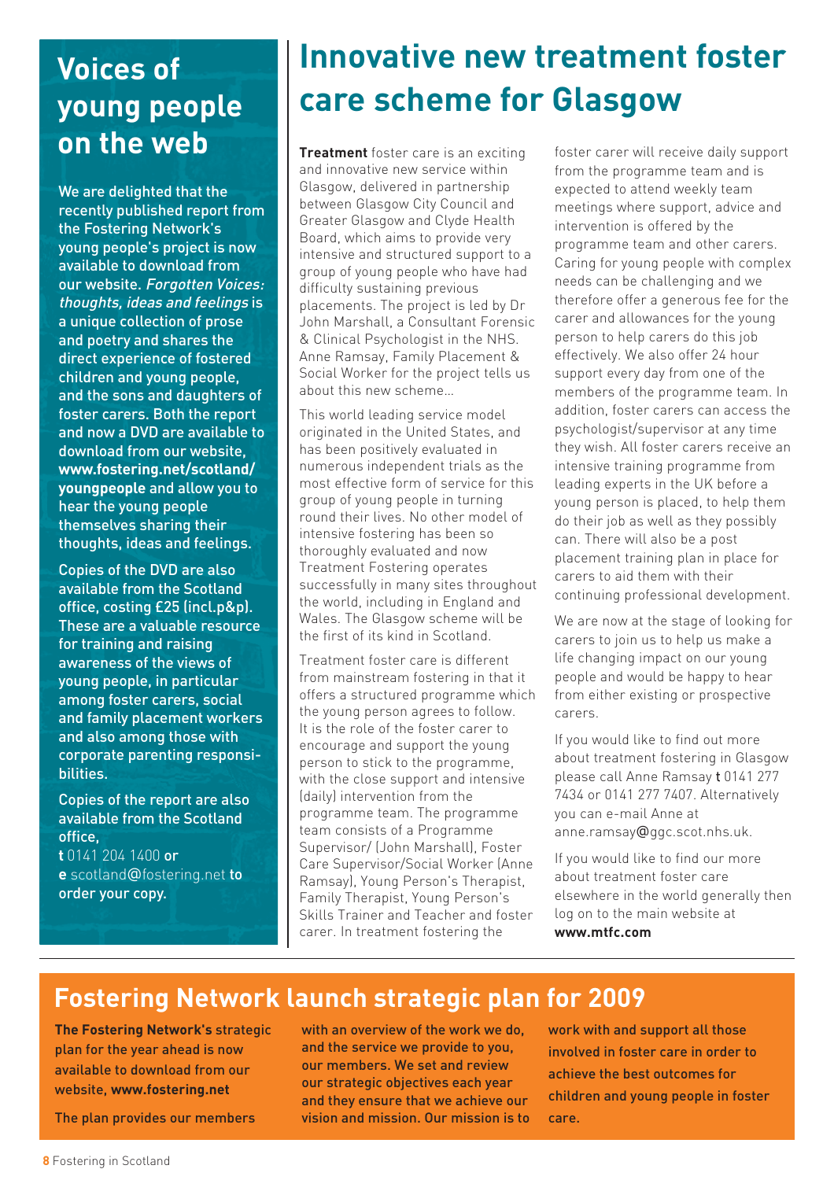## Voices of young people on the web

We are delighted that the recently published report from the Fostering Network's young people's project is now available to download from our website. *Forgotten Voices: thoughts, ideas and feelings* is a unique collection of prose and poetry and shares the direct experience of fostered children and young people, and the sons and daughters of foster carers. Both the report and now a DVD are available to download from our website, **www.fostering.net/scotland/youngpeople** and allow you to hear the young people themselves sharing their thoughts, ideas and feelings.

Copies of the DVD are also available from the Scotland office, costing £25 (incl.p&p). These are a valuable resource for training and raising awareness of the views of young people, in particular among foster carers, social and family placement workers and also among those with corporate parenting responsibilities.

Copies of the report are also available from the Scotland office,
**t** 0141 204 1400 or
**e** scotland@fostering.net to order your copy.

# Innovative new treatment foster care scheme for Glasgow

**Treatment** foster care is an exciting and innovative new service within Glasgow, delivered in partnership between Glasgow City Council and Greater Glasgow and Clyde Health Board, which aims to provide very intensive and structured support to a group of young people who have had difficulty sustaining previous placements. The project is led by Dr John Marshall, a Consultant Forensic & Clinical Psychologist in the NHS. Anne Ramsay, Family Placement & Social Worker for the project tells us about this new scheme…

This world leading service model originated in the United States, and has been positively evaluated in numerous independent trials as the most effective form of service for this group of young people in turning round their lives. No other model of intensive fostering has been so thoroughly evaluated and now Treatment Fostering operates successfully in many sites throughout the world, including in England and Wales. The Glasgow scheme will be the first of its kind in Scotland.

Treatment foster care is different from mainstream fostering in that it offers a structured programme which the young person agrees to follow. It is the role of the foster carer to encourage and support the young person to stick to the programme, with the close support and intensive (daily) intervention from the programme team. The programme team consists of a Programme Supervisor/ (John Marshall), Foster Care Supervisor/Social Worker (Anne Ramsay), Young Person's Therapist, Family Therapist, Young Person's Skills Trainer and Teacher and foster carer. In treatment fostering the foster carer will receive daily support from the programme team and is expected to attend weekly team meetings where support, advice and intervention is offered by the programme team and other carers. Caring for young people with complex needs can be challenging and we therefore offer a generous fee for the carer and allowances for the young person to help carers do this job effectively. We also offer 24 hour support every day from one of the members of the programme team. In addition, foster carers can access the psychologist/supervisor at any time they wish. All foster carers receive an intensive training programme from leading experts in the UK before a young person is placed, to help them do their job as well as they possibly can. There will also be a post placement training plan in place for carers to aid them with their continuing professional development.

We are now at the stage of looking for carers to join us to help us make a life changing impact on our young people and would be happy to hear from either existing or prospective carers.

If you would like to find out more about treatment fostering in Glasgow please call Anne Ramsay **t** 0141 277 7434 or 0141 277 7407. Alternatively you can e-mail Anne at anne.ramsay@ggc.scot.nhs.uk.

If you would like to find our more about treatment foster care elsewhere in the world generally then log on to the main website at **www.mtfc.com**

## Fostering Network launch strategic plan for 2009

**The Fostering Network's** strategic plan for the year ahead is now available to download from our website, **www.fostering.net**

The plan provides our members with an overview of the work we do, and the service we provide to you, our members. We set and review our strategic objectives each year and they ensure that we achieve our vision and mission. Our mission is to work with and support all those involved in foster care in order to achieve the best outcomes for children and young people in foster care.